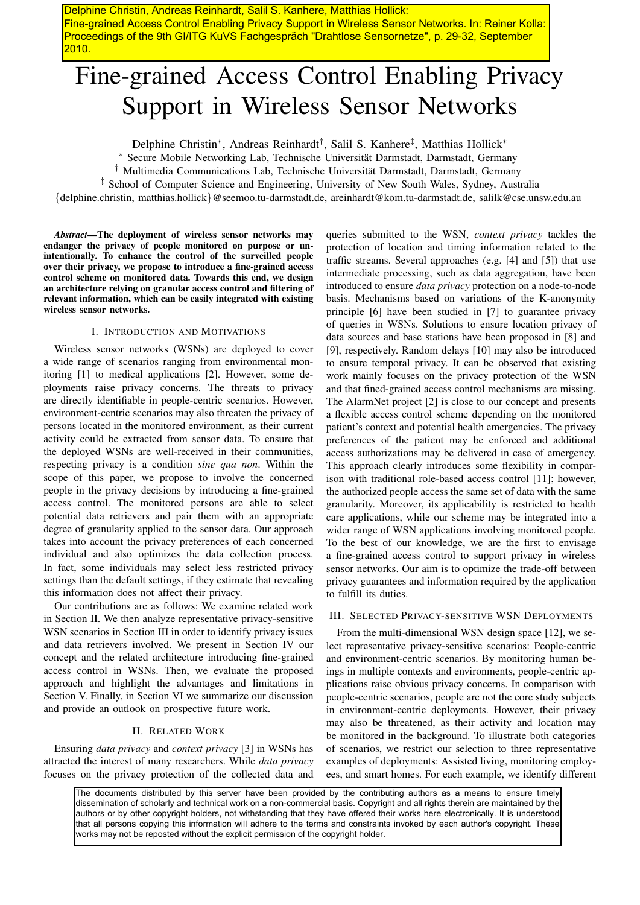Delphine Christin, Andreas Reinhardt, Salil S. Kanhere, Matthias Hollick: Fine-grained Access Control Enabling Privacy Support in Wireless Sensor Networks. In: Reiner Kolla: Proceedings of the 9th GI/ITG KuVS Fachgespräch "Drahtlose Sensornetze", p. 29-32, September 2010.

# Fine-grained Access Control Enabling Privacy Support in Wireless Sensor Networks

Delphine Christin[∗], Andreas Reinhardt[†], Salil S. Kanhere[‡], Matthias Hollick[∗]

[∗] Secure Mobile Networking Lab, Technische Universität Darmstadt, Darmstadt, Germany

[†] Multimedia Communications Lab, Technische Universität Darmstadt, Darmstadt, Germany

[‡] School of Computer Science and Engineering, University of New South Wales, Sydney, Australia

{delphine.christin, matthias.hollick}@seemoo.tu-darmstadt.de, areinhardt@kom.tu-darmstadt.de, salilk@cse.unsw.edu.au

***Abstract*—The deployment of wireless sensor networks may endanger the privacy of people monitored on purpose or unintentionally. To enhance the control of the surveilled people over their privacy, we propose to introduce a fine-grained access control scheme on monitored data. Towards this end, we design an architecture relying on granular access control and filtering of relevant information, which can be easily integrated with existing wireless sensor networks.**

## I. Introduction and Motivations

Wireless sensor networks (WSNs) are deployed to cover a wide range of scenarios ranging from environmental monitoring [1] to medical applications [2]. However, some deployments raise privacy concerns. The threats to privacy are directly identifiable in people-centric scenarios. However, environment-centric scenarios may also threaten the privacy of persons located in the monitored environment, as their current activity could be extracted from sensor data. To ensure that the deployed WSNs are well-received in their communities, respecting privacy is a condition *sine qua non*. Within the scope of this paper, we propose to involve the concerned people in the privacy decisions by introducing a fine-grained access control. The monitored persons are able to select potential data retrievers and pair them with an appropriate degree of granularity applied to the sensor data. Our approach takes into account the privacy preferences of each concerned individual and also optimizes the data collection process. In fact, some individuals may select less restricted privacy settings than the default settings, if they estimate that revealing this information does not affect their privacy.

Our contributions are as follows: We examine related work in Section II. We then analyze representative privacy-sensitive WSN scenarios in Section III in order to identify privacy issues and data retrievers involved. We present in Section IV our concept and the related architecture introducing fine-grained access control in WSNs. Then, we evaluate the proposed approach and highlight the advantages and limitations in Section V. Finally, in Section VI we summarize our discussion and provide an outlook on prospective future work.

## II. Related Work

Ensuring *data privacy* and *context privacy* [3] in WSNs has attracted the interest of many researchers. While *data privacy* focuses on the privacy protection of the collected data and queries submitted to the WSN, *context privacy* tackles the protection of location and timing information related to the traffic streams. Several approaches (e.g. [4] and [5]) that use intermediate processing, such as data aggregation, have been introduced to ensure *data privacy* protection on a node-to-node basis. Mechanisms based on variations of the K-anonymity principle [6] have been studied in [7] to guarantee privacy of queries in WSNs. Solutions to ensure location privacy of data sources and base stations have been proposed in [8] and [9], respectively. Random delays [10] may also be introduced to ensure temporal privacy. It can be observed that existing work mainly focuses on the privacy protection of the WSN and that fined-grained access control mechanisms are missing. The AlarmNet project [2] is close to our concept and presents a flexible access control scheme depending on the monitored patient's context and potential health emergencies. The privacy preferences of the patient may be enforced and additional access authorizations may be delivered in case of emergency. This approach clearly introduces some flexibility in comparison with traditional role-based access control [11]; however, the authorized people access the same set of data with the same granularity. Moreover, its applicability is restricted to health care applications, while our scheme may be integrated into a wider range of WSN applications involving monitored people. To the best of our knowledge, we are the first to envisage a fine-grained access control to support privacy in wireless sensor networks. Our aim is to optimize the trade-off between privacy guarantees and information required by the application to fulfill its duties.

## III. Selected Privacy-sensitive WSN Deployments

From the multi-dimensional WSN design space [12], we select representative privacy-sensitive scenarios: People-centric and environment-centric scenarios. By monitoring human beings in multiple contexts and environments, people-centric applications raise obvious privacy concerns. In comparison with people-centric scenarios, people are not the core study subjects in environment-centric deployments. However, their privacy may also be threatened, as their activity and location may be monitored in the background. To illustrate both categories of scenarios, we restrict our selection to three representative examples of deployments: Assisted living, monitoring employees, and smart homes. For each example, we identify different

The documents distributed by this server have been provided by the contributing authors as a means to ensure timely dissemination of scholarly and technical work on a non-commercial basis. Copyright and all rights therein are maintained by the authors or by other copyright holders, not withstanding that they have offered their works here electronically. It is understood that all persons copying this information will adhere to the terms and constraints invoked by each author's copyright. These works may not be reposted without the explicit permission of the copyright holder.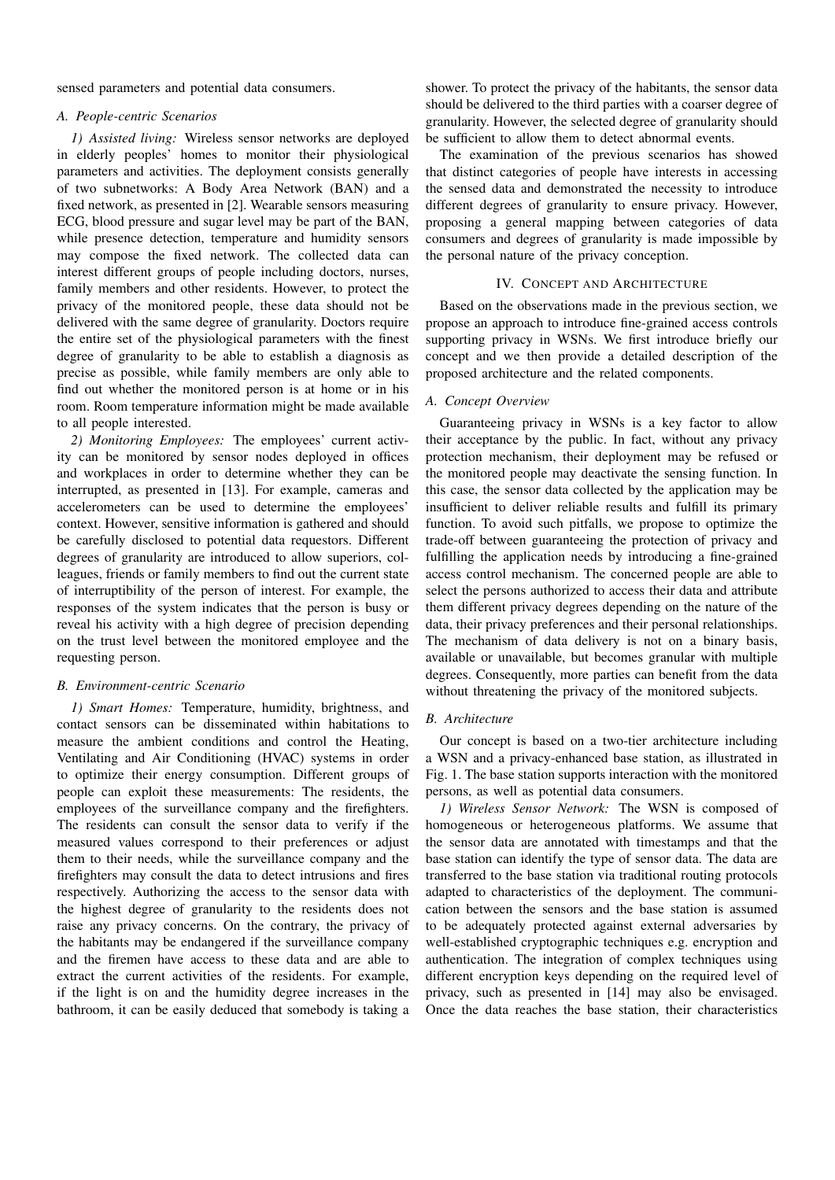sensed parameters and potential data consumers.

### A. People-centric Scenarios

*1) Assisted living:* Wireless sensor networks are deployed in elderly peoples' homes to monitor their physiological parameters and activities. The deployment consists generally of two subnetworks: A Body Area Network (BAN) and a fixed network, as presented in [2]. Wearable sensors measuring ECG, blood pressure and sugar level may be part of the BAN, while presence detection, temperature and humidity sensors may compose the fixed network. The collected data can interest different groups of people including doctors, nurses, family members and other residents. However, to protect the privacy of the monitored people, these data should not be delivered with the same degree of granularity. Doctors require the entire set of the physiological parameters with the finest degree of granularity to be able to establish a diagnosis as precise as possible, while family members are only able to find out whether the monitored person is at home or in his room. Room temperature information might be made available to all people interested.

*2) Monitoring Employees:* The employees' current activity can be monitored by sensor nodes deployed in offices and workplaces in order to determine whether they can be interrupted, as presented in [13]. For example, cameras and accelerometers can be used to determine the employees' context. However, sensitive information is gathered and should be carefully disclosed to potential data requestors. Different degrees of granularity are introduced to allow superiors, colleagues, friends or family members to find out the current state of interruptibility of the person of interest. For example, the responses of the system indicates that the person is busy or reveal his activity with a high degree of precision depending on the trust level between the monitored employee and the requesting person.

### B. Environment-centric Scenario

*1) Smart Homes:* Temperature, humidity, brightness, and contact sensors can be disseminated within habitations to measure the ambient conditions and control the Heating, Ventilating and Air Conditioning (HVAC) systems in order to optimize their energy consumption. Different groups of people can exploit these measurements: The residents, the employees of the surveillance company and the firefighters. The residents can consult the sensor data to verify if the measured values correspond to their preferences or adjust them to their needs, while the surveillance company and the firefighters may consult the data to detect intrusions and fires respectively. Authorizing the access to the sensor data with the highest degree of granularity to the residents does not raise any privacy concerns. On the contrary, the privacy of the habitants may be endangered if the surveillance company and the firemen have access to these data and are able to extract the current activities of the residents. For example, if the light is on and the humidity degree increases in the bathroom, it can be easily deduced that somebody is taking a shower. To protect the privacy of the habitants, the sensor data should be delivered to the third parties with a coarser degree of granularity. However, the selected degree of granularity should be sufficient to allow them to detect abnormal events.

The examination of the previous scenarios has showed that distinct categories of people have interests in accessing the sensed data and demonstrated the necessity to introduce different degrees of granularity to ensure privacy. However, proposing a general mapping between categories of data consumers and degrees of granularity is made impossible by the personal nature of the privacy conception.

## IV. Concept and Architecture

Based on the observations made in the previous section, we propose an approach to introduce fine-grained access controls supporting privacy in WSNs. We first introduce briefly our concept and we then provide a detailed description of the proposed architecture and the related components.

### A. Concept Overview

Guaranteeing privacy in WSNs is a key factor to allow their acceptance by the public. In fact, without any privacy protection mechanism, their deployment may be refused or the monitored people may deactivate the sensing function. In this case, the sensor data collected by the application may be insufficient to deliver reliable results and fulfill its primary function. To avoid such pitfalls, we propose to optimize the trade-off between guaranteeing the protection of privacy and fulfilling the application needs by introducing a fine-grained access control mechanism. The concerned people are able to select the persons authorized to access their data and attribute them different privacy degrees depending on the nature of the data, their privacy preferences and their personal relationships. The mechanism of data delivery is not on a binary basis, available or unavailable, but becomes granular with multiple degrees. Consequently, more parties can benefit from the data without threatening the privacy of the monitored subjects.

### B. Architecture

Our concept is based on a two-tier architecture including a WSN and a privacy-enhanced base station, as illustrated in Fig. 1. The base station supports interaction with the monitored persons, as well as potential data consumers.

*1) Wireless Sensor Network:* The WSN is composed of homogeneous or heterogeneous platforms. We assume that the sensor data are annotated with timestamps and that the base station can identify the type of sensor data. The data are transferred to the base station via traditional routing protocols adapted to characteristics of the deployment. The communication between the sensors and the base station is assumed to be adequately protected against external adversaries by well-established cryptographic techniques e.g. encryption and authentication. The integration of complex techniques using different encryption keys depending on the required level of privacy, such as presented in [14] may also be envisaged. Once the data reaches the base station, their characteristics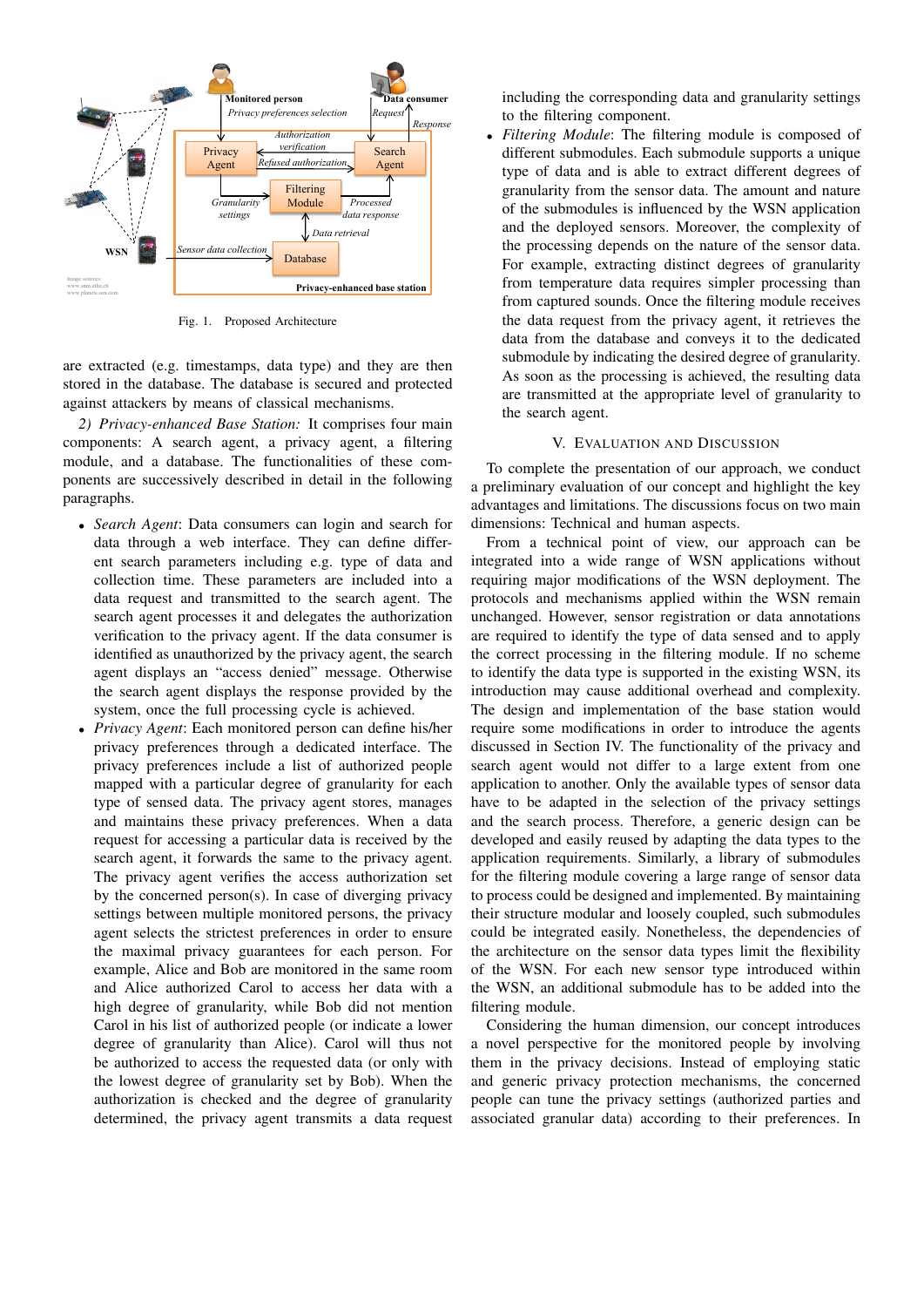Fig. 1. Proposed Architecture

are extracted (e.g. timestamps, data type) and they are then stored in the database. The database is secured and protected against attackers by means of classical mechanisms.

*2) Privacy-enhanced Base Station:* It comprises four main components: A search agent, a privacy agent, a filtering module, and a database. The functionalities of these components are successively described in detail in the following paragraphs.

- *Search Agent*: Data consumers can login and search for data through a web interface. They can define different search parameters including e.g. type of data and collection time. These parameters are included into a data request and transmitted to the search agent. The search agent processes it and delegates the authorization verification to the privacy agent. If the data consumer is identified as unauthorized by the privacy agent, the search agent displays an "access denied" message. Otherwise the search agent displays the response provided by the system, once the full processing cycle is achieved.
- *Privacy Agent*: Each monitored person can define his/her privacy preferences through a dedicated interface. The privacy preferences include a list of authorized people mapped with a particular degree of granularity for each type of sensed data. The privacy agent stores, manages and maintains these privacy preferences. When a data request for accessing a particular data is received by the search agent, it forwards the same to the privacy agent. The privacy agent verifies the access authorization set by the concerned person(s). In case of diverging privacy settings between multiple monitored persons, the privacy agent selects the strictest preferences in order to ensure the maximal privacy guarantees for each person. For example, Alice and Bob are monitored in the same room and Alice authorized Carol to access her data with a high degree of granularity, while Bob did not mention Carol in his list of authorized people (or indicate a lower degree of granularity than Alice). Carol will thus not be authorized to access the requested data (or only with the lowest degree of granularity set by Bob). When the authorization is checked and the degree of granularity determined, the privacy agent transmits a data request including the corresponding data and granularity settings to the filtering component.
- *Filtering Module*: The filtering module is composed of different submodules. Each submodule supports a unique type of data and is able to extract different degrees of granularity from the sensor data. The amount and nature of the submodules is influenced by the WSN application and the deployed sensors. Moreover, the complexity of the processing depends on the nature of the sensor data. For example, extracting distinct degrees of granularity from temperature data requires simpler processing than from captured sounds. Once the filtering module receives the data request from the privacy agent, it retrieves the data from the database and conveys it to the dedicated submodule by indicating the desired degree of granularity. As soon as the processing is achieved, the resulting data are transmitted at the appropriate level of granularity to the search agent.

## V. Evaluation and Discussion

To complete the presentation of our approach, we conduct a preliminary evaluation of our concept and highlight the key advantages and limitations. The discussions focus on two main dimensions: Technical and human aspects.

From a technical point of view, our approach can be integrated into a wide range of WSN applications without requiring major modifications of the WSN deployment. The protocols and mechanisms applied within the WSN remain unchanged. However, sensor registration or data annotations are required to identify the type of data sensed and to apply the correct processing in the filtering module. If no scheme to identify the data type is supported in the existing WSN, its introduction may cause additional overhead and complexity. The design and implementation of the base station would require some modifications in order to introduce the agents discussed in Section IV. The functionality of the privacy and search agent would not differ to a large extent from one application to another. Only the available types of sensor data have to be adapted in the selection of the privacy settings and the search process. Therefore, a generic design can be developed and easily reused by adapting the data types to the application requirements. Similarly, a library of submodules for the filtering module covering a large range of sensor data to process could be designed and implemented. By maintaining their structure modular and loosely coupled, such submodules could be integrated easily. Nonetheless, the dependencies of the architecture on the sensor data types limit the flexibility of the WSN. For each new sensor type introduced within the WSN, an additional submodule has to be added into the filtering module.

Considering the human dimension, our concept introduces a novel perspective for the monitored people by involving them in the privacy decisions. Instead of employing static and generic privacy protection mechanisms, the concerned people can tune the privacy settings (authorized parties and associated granular data) according to their preferences. In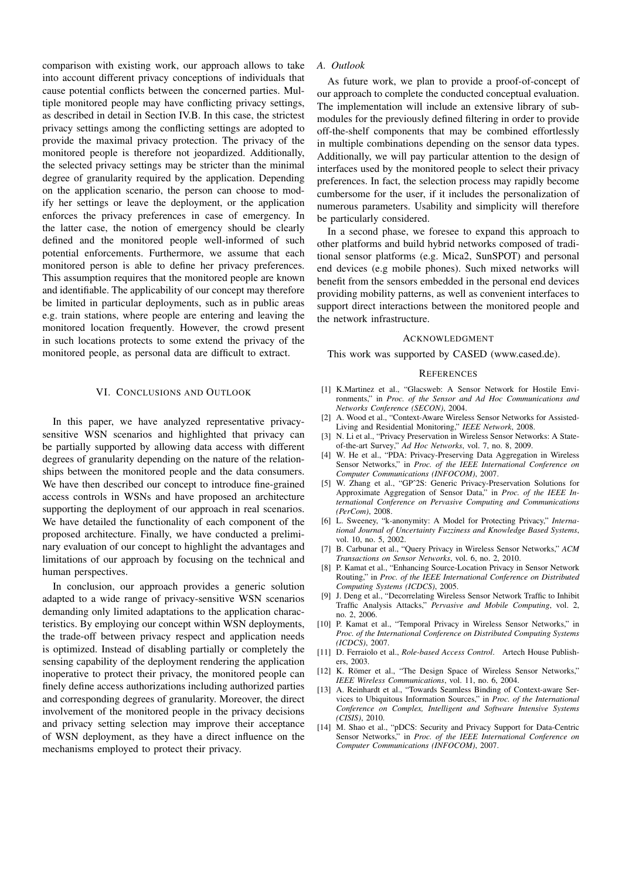comparison with existing work, our approach allows to take into account different privacy conceptions of individuals that cause potential conflicts between the concerned parties. Multiple monitored people may have conflicting privacy settings, as described in detail in Section IV.B. In this case, the strictest privacy settings among the conflicting settings are adopted to provide the maximal privacy protection. The privacy of the monitored people is therefore not jeopardized. Additionally, the selected privacy settings may be stricter than the minimal degree of granularity required by the application. Depending on the application scenario, the person can choose to modify her settings or leave the deployment, or the application enforces the privacy preferences in case of emergency. In the latter case, the notion of emergency should be clearly defined and the monitored people well-informed of such potential enforcements. Furthermore, we assume that each monitored person is able to define her privacy preferences. This assumption requires that the monitored people are known and identifiable. The applicability of our concept may therefore be limited in particular deployments, such as in public areas e.g. train stations, where people are entering and leaving the monitored location frequently. However, the crowd present in such locations protects to some extend the privacy of the monitored people, as personal data are difficult to extract.

## VI. Conclusions and Outlook

In this paper, we have analyzed representative privacy-sensitive WSN scenarios and highlighted that privacy can be partially supported by allowing data access with different degrees of granularity depending on the nature of the relationships between the monitored people and the data consumers. We have then described our concept to introduce fine-grained access controls in WSNs and have proposed an architecture supporting the deployment of our approach in real scenarios. We have detailed the functionality of each component of the proposed architecture. Finally, we have conducted a preliminary evaluation of our concept to highlight the advantages and limitations of our approach by focusing on the technical and human perspectives.

In conclusion, our approach provides a generic solution adapted to a wide range of privacy-sensitive WSN scenarios demanding only limited adaptations to the application characteristics. By employing our concept within WSN deployments, the trade-off between privacy respect and application needs is optimized. Instead of disabling partially or completely the sensing capability of the deployment rendering the application inoperative to protect their privacy, the monitored people can finely define access authorizations including authorized parties and corresponding degrees of granularity. Moreover, the direct involvement of the monitored people in the privacy decisions and privacy setting selection may improve their acceptance of WSN deployment, as they have a direct influence on the mechanisms employed to protect their privacy.

### A. Outlook

As future work, we plan to provide a proof-of-concept of our approach to complete the conducted conceptual evaluation. The implementation will include an extensive library of submodules for the previously defined filtering in order to provide off-the-shelf components that may be combined effortlessly in multiple combinations depending on the sensor data types. Additionally, we will pay particular attention to the design of interfaces used by the monitored people to select their privacy preferences. In fact, the selection process may rapidly become cumbersome for the user, if it includes the personalization of numerous parameters. Usability and simplicity will therefore be particularly considered.

In a second phase, we foresee to expand this approach to other platforms and build hybrid networks composed of traditional sensor platforms (e.g. Mica2, SunSPOT) and personal end devices (e.g mobile phones). Such mixed networks will benefit from the sensors embedded in the personal end devices providing mobility patterns, as well as convenient interfaces to support direct interactions between the monitored people and the network infrastructure.

## Acknowledgment

This work was supported by CASED (www.cased.de).

## References

[1] K.Martinez et al., "Glacsweb: A Sensor Network for Hostile Environments," in *Proc. of the Sensor and Ad Hoc Communications and Networks Conference (SECON)*, 2004.

[2] A. Wood et al., "Context-Aware Wireless Sensor Networks for Assisted-Living and Residential Monitoring," *IEEE Network*, 2008.

[3] N. Li et al., "Privacy Preservation in Wireless Sensor Networks: A State-of-the-art Survey," *Ad Hoc Networks*, vol. 7, no. 8, 2009.

[4] W. He et al., "PDA: Privacy-Preserving Data Aggregation in Wireless Sensor Networks," in *Proc. of the IEEE International Conference on Computer Communications (INFOCOM)*, 2007.

[5] W. Zhang et al., "GPˆ2S: Generic Privacy-Preservation Solutions for Approximate Aggregation of Sensor Data," in *Proc. of the IEEE International Conference on Pervasive Computing and Communications (PerCom)*, 2008.

[6] L. Sweeney, "k-anonymity: A Model for Protecting Privacy," *International Journal of Uncertainty Fuzziness and Knowledge Based Systems*, vol. 10, no. 5, 2002.

[7] B. Carbunar et al., "Query Privacy in Wireless Sensor Networks," *ACM Transactions on Sensor Networks*, vol. 6, no. 2, 2010.

[8] P. Kamat et al., "Enhancing Source-Location Privacy in Sensor Network Routing," in *Proc. of the IEEE International Conference on Distributed Computing Systems (ICDCS)*, 2005.

[9] J. Deng et al., "Decorrelating Wireless Sensor Network Traffic to Inhibit Traffic Analysis Attacks," *Pervasive and Mobile Computing*, vol. 2, no. 2, 2006.

[10] P. Kamat et al., "Temporal Privacy in Wireless Sensor Networks," in *Proc. of the International Conference on Distributed Computing Systems (ICDCS)*, 2007.

[11] D. Ferraiolo et al., *Role-based Access Control*. Artech House Publishers, 2003.

[12] K. Römer et al., "The Design Space of Wireless Sensor Networks," *IEEE Wireless Communications*, vol. 11, no. 6, 2004.

[13] A. Reinhardt et al., "Towards Seamless Binding of Context-aware Services to Ubiquitous Information Sources," in *Proc. of the International Conference on Complex, Intelligent and Software Intensive Systems (CISIS)*, 2010.

[14] M. Shao et al., "pDCS: Security and Privacy Support for Data-Centric Sensor Networks," in *Proc. of the IEEE International Conference on Computer Communications (INFOCOM)*, 2007.